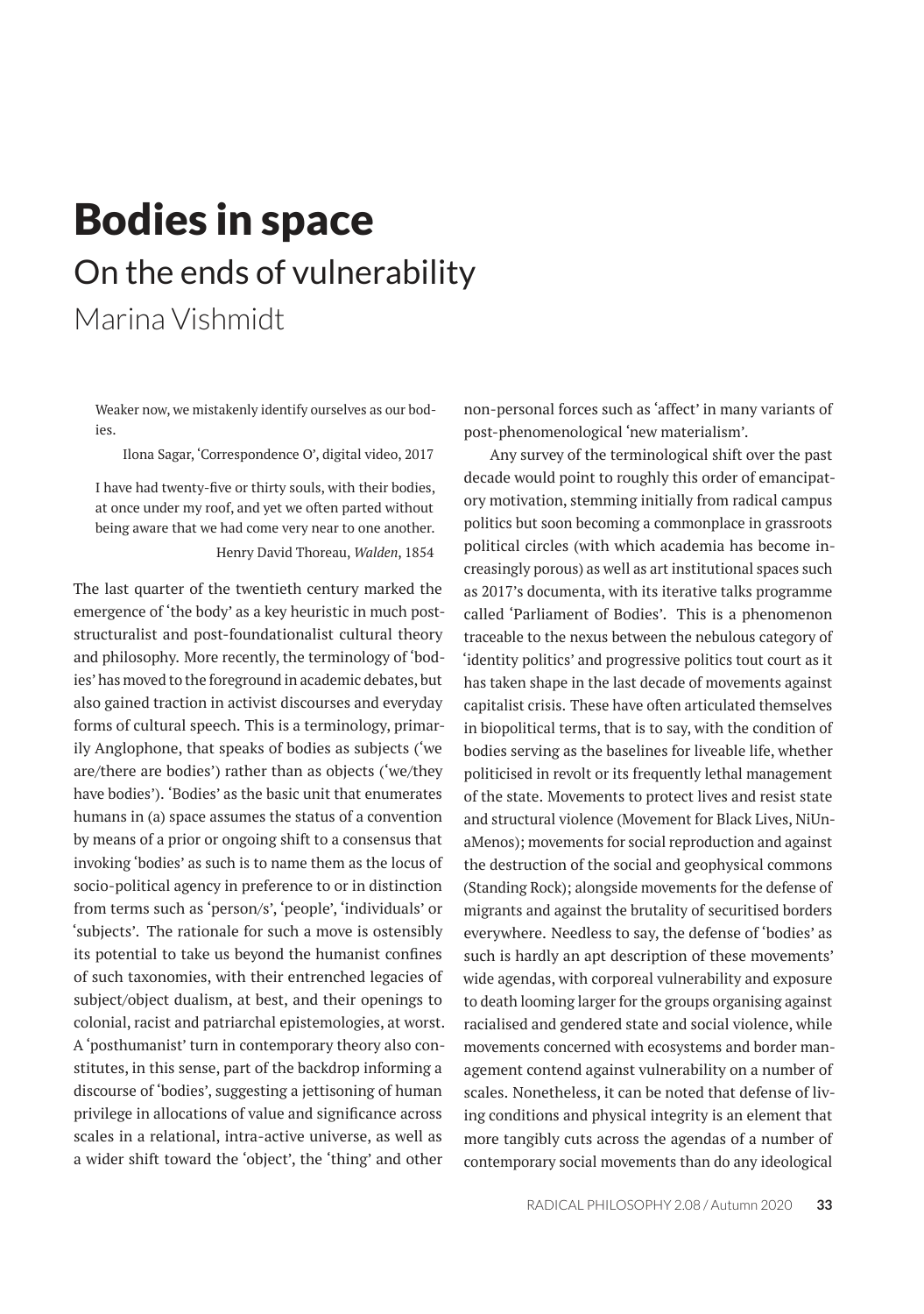# Bodies in space

## On the ends of vulnerability

Marina Vishmidt

> Weaker now, we mistakenly identify ourselves as our bodies.
>
> Ilona Sagar, 'Correspondence O', digital video, 2017

> I have had twenty-five or thirty souls, with their bodies, at once under my roof, and yet we often parted without being aware that we had come very near to one another.
>
> Henry David Thoreau, *Walden*, 1854

The last quarter of the twentieth century marked the emergence of 'the body' as a key heuristic in much post-structuralist and post-foundationalist cultural theory and philosophy. More recently, the terminology of 'bodies' has moved to the foreground in academic debates, but also gained traction in activist discourses and everyday forms of cultural speech. This is a terminology, primarily Anglophone, that speaks of bodies as subjects ('we are/there are bodies') rather than as objects ('we/they have bodies'). 'Bodies' as the basic unit that enumerates humans in (a) space assumes the status of a convention by means of a prior or ongoing shift to a consensus that invoking 'bodies' as such is to name them as the locus of socio-political agency in preference to or in distinction from terms such as 'person/s', 'people', 'individuals' or 'subjects'. The rationale for such a move is ostensibly its potential to take us beyond the humanist confines of such taxonomies, with their entrenched legacies of subject/object dualism, at best, and their openings to colonial, racist and patriarchal epistemologies, at worst. A 'posthumanist' turn in contemporary theory also constitutes, in this sense, part of the backdrop informing a discourse of 'bodies', suggesting a jettisoning of human privilege in allocations of value and significance across scales in a relational, intra-active universe, as well as a wider shift toward the 'object', the 'thing' and other non-personal forces such as 'affect' in many variants of post-phenomenological 'new materialism'.

Any survey of the terminological shift over the past decade would point to roughly this order of emancipatory motivation, stemming initially from radical campus politics but soon becoming a commonplace in grassroots political circles (with which academia has become increasingly porous) as well as art institutional spaces such as 2017's documenta, with its iterative talks programme called 'Parliament of Bodies'. This is a phenomenon traceable to the nexus between the nebulous category of 'identity politics' and progressive politics tout court as it has taken shape in the last decade of movements against capitalist crisis. These have often articulated themselves in biopolitical terms, that is to say, with the condition of bodies serving as the baselines for liveable life, whether politicised in revolt or its frequently lethal management of the state. Movements to protect lives and resist state and structural violence (Movement for Black Lives, NiUnaMenos); movements for social reproduction and against the destruction of the social and geophysical commons (Standing Rock); alongside movements for the defense of migrants and against the brutality of securitised borders everywhere. Needless to say, the defense of 'bodies' as such is hardly an apt description of these movements' wide agendas, with corporeal vulnerability and exposure to death looming larger for the groups organising against racialised and gendered state and social violence, while movements concerned with ecosystems and border management contend against vulnerability on a number of scales. Nonetheless, it can be noted that defense of living conditions and physical integrity is an element that more tangibly cuts across the agendas of a number of contemporary social movements than do any ideological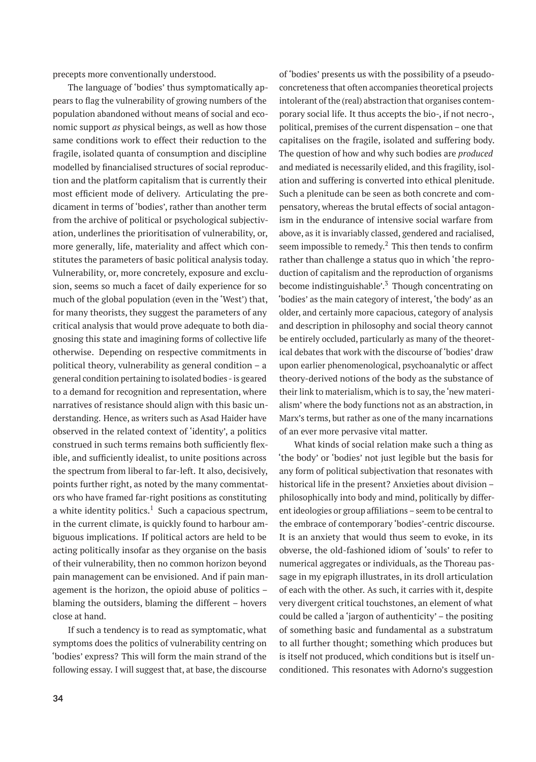precepts more conventionally understood.

The language of 'bodies' thus symptomatically appears to flag the vulnerability of growing numbers of the population abandoned without means of social and economic support *as* physical beings, as well as how those same conditions work to effect their reduction to the fragile, isolated quanta of consumption and discipline modelled by financialised structures of social reproduction and the platform capitalism that is currently their most efficient mode of delivery. Articulating the predicament in terms of 'bodies', rather than another term from the archive of political or psychological subjectivation, underlines the prioritisation of vulnerability, or, more generally, life, materiality and affect which constitutes the parameters of basic political analysis today. Vulnerability, or, more concretely, exposure and exclusion, seems so much a facet of daily experience for so much of the global population (even in the 'West') that, for many theorists, they suggest the parameters of any critical analysis that would prove adequate to both diagnosing this state and imagining forms of collective life otherwise. Depending on respective commitments in political theory, vulnerability as general condition – a general condition pertaining to isolated bodies - is geared to a demand for recognition and representation, where narratives of resistance should align with this basic understanding. Hence, as writers such as Asad Haider have observed in the related context of 'identity', a politics construed in such terms remains both sufficiently flexible, and sufficiently idealist, to unite positions across the spectrum from liberal to far-left. It also, decisively, points further right, as noted by the many commentators who have framed far-right positions as constituting a white identity politics.[1] Such a capacious spectrum, in the current climate, is quickly found to harbour ambiguous implications. If political actors are held to be acting politically insofar as they organise on the basis of their vulnerability, then no common horizon beyond pain management can be envisioned. And if pain management is the horizon, the opioid abuse of politics – blaming the outsiders, blaming the different – hovers close at hand.

If such a tendency is to read as symptomatic, what symptoms does the politics of vulnerability centring on 'bodies' express? This will form the main strand of the following essay. I will suggest that, at base, the discourse of 'bodies' presents us with the possibility of a pseudo-concreteness that often accompanies theoretical projects intolerant of the (real) abstraction that organises contemporary social life. It thus accepts the bio-, if not necro-, political, premises of the current dispensation – one that capitalises on the fragile, isolated and suffering body. The question of how and why such bodies are *produced* and mediated is necessarily elided, and this fragility, isolation and suffering is converted into ethical plenitude. Such a plenitude can be seen as both concrete and compensatory, whereas the brutal effects of social antagonism in the endurance of intensive social warfare from above, as it is invariably classed, gendered and racialised, seem impossible to remedy.[2] This then tends to confirm rather than challenge a status quo in which 'the reproduction of capitalism and the reproduction of organisms become indistinguishable'.[3] Though concentrating on 'bodies' as the main category of interest, 'the body' as an older, and certainly more capacious, category of analysis and description in philosophy and social theory cannot be entirely occluded, particularly as many of the theoretical debates that work with the discourse of 'bodies' draw upon earlier phenomenological, psychoanalytic or affect theory-derived notions of the body as the substance of their link to materialism, which is to say, the 'new materialism' where the body functions not as an abstraction, in Marx's terms, but rather as one of the many incarnations of an ever more pervasive vital matter.

What kinds of social relation make such a thing as 'the body' or 'bodies' not just legible but the basis for any form of political subjectivation that resonates with historical life in the present? Anxieties about division – philosophically into body and mind, politically by different ideologies or group affiliations – seem to be central to the embrace of contemporary 'bodies'-centric discourse. It is an anxiety that would thus seem to evoke, in its obverse, the old-fashioned idiom of 'souls' to refer to numerical aggregates or individuals, as the Thoreau passage in my epigraph illustrates, in its droll articulation of each with the other. As such, it carries with it, despite very divergent critical touchstones, an element of what could be called a 'jargon of authenticity' – the positing of something basic and fundamental as a substratum to all further thought; something which produces but is itself not produced, which conditions but is itself unconditioned. This resonates with Adorno's suggestion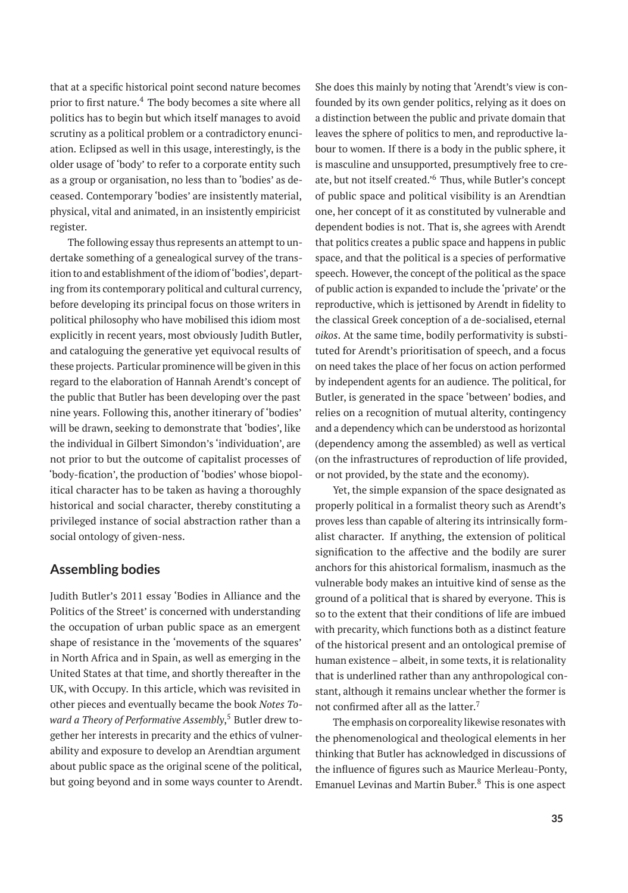that at a specific historical point second nature becomes prior to first nature.[4] The body becomes a site where all politics has to begin but which itself manages to avoid scrutiny as a political problem or a contradictory enunciation. Eclipsed as well in this usage, interestingly, is the older usage of 'body' to refer to a corporate entity such as a group or organisation, no less than to 'bodies' as deceased. Contemporary 'bodies' are insistently material, physical, vital and animated, in an insistently empiricist register.

The following essay thus represents an attempt to undertake something of a genealogical survey of the transition to and establishment of the idiom of 'bodies', departing from its contemporary political and cultural currency, before developing its principal focus on those writers in political philosophy who have mobilised this idiom most explicitly in recent years, most obviously Judith Butler, and cataloguing the generative yet equivocal results of these projects. Particular prominence will be given in this regard to the elaboration of Hannah Arendt's concept of the public that Butler has been developing over the past nine years. Following this, another itinerary of 'bodies' will be drawn, seeking to demonstrate that 'bodies', like the individual in Gilbert Simondon's 'individuation', are not prior to but the outcome of capitalist processes of 'body-fication', the production of 'bodies' whose biopolitical character has to be taken as having a thoroughly historical and social character, thereby constituting a privileged instance of social abstraction rather than a social ontology of given-ness.

## Assembling bodies

Judith Butler's 2011 essay 'Bodies in Alliance and the Politics of the Street' is concerned with understanding the occupation of urban public space as an emergent shape of resistance in the 'movements of the squares' in North Africa and in Spain, as well as emerging in the United States at that time, and shortly thereafter in the UK, with Occupy. In this article, which was revisited in other pieces and eventually became the book *Notes Toward a Theory of Performative Assembly*,[5] Butler drew together her interests in precarity and the ethics of vulnerability and exposure to develop an Arendtian argument about public space as the original scene of the political, but going beyond and in some ways counter to Arendt. She does this mainly by noting that 'Arendt's view is confounded by its own gender politics, relying as it does on a distinction between the public and private domain that leaves the sphere of politics to men, and reproductive labour to women. If there is a body in the public sphere, it is masculine and unsupported, presumptively free to create, but not itself created.'[6] Thus, while Butler's concept of public space and political visibility is an Arendtian one, her concept of it as constituted by vulnerable and dependent bodies is not. That is, she agrees with Arendt that politics creates a public space and happens in public space, and that the political is a species of performative speech. However, the concept of the political as the space of public action is expanded to include the 'private' or the reproductive, which is jettisoned by Arendt in fidelity to the classical Greek conception of a de-socialised, eternal *oikos*. At the same time, bodily performativity is substituted for Arendt's prioritisation of speech, and a focus on need takes the place of her focus on action performed by independent agents for an audience. The political, for Butler, is generated in the space 'between' bodies, and relies on a recognition of mutual alterity, contingency and a dependency which can be understood as horizontal (dependency among the assembled) as well as vertical (on the infrastructures of reproduction of life provided, or not provided, by the state and the economy).

Yet, the simple expansion of the space designated as properly political in a formalist theory such as Arendt's proves less than capable of altering its intrinsically formalist character. If anything, the extension of political signification to the affective and the bodily are surer anchors for this ahistorical formalism, inasmuch as the vulnerable body makes an intuitive kind of sense as the ground of a political that is shared by everyone. This is so to the extent that their conditions of life are imbued with precarity, which functions both as a distinct feature of the historical present and an ontological premise of human existence – albeit, in some texts, it is relationality that is underlined rather than any anthropological constant, although it remains unclear whether the former is not confirmed after all as the latter.[7]

The emphasis on corporeality likewise resonates with the phenomenological and theological elements in her thinking that Butler has acknowledged in discussions of the influence of figures such as Maurice Merleau-Ponty, Emanuel Levinas and Martin Buber.[8] This is one aspect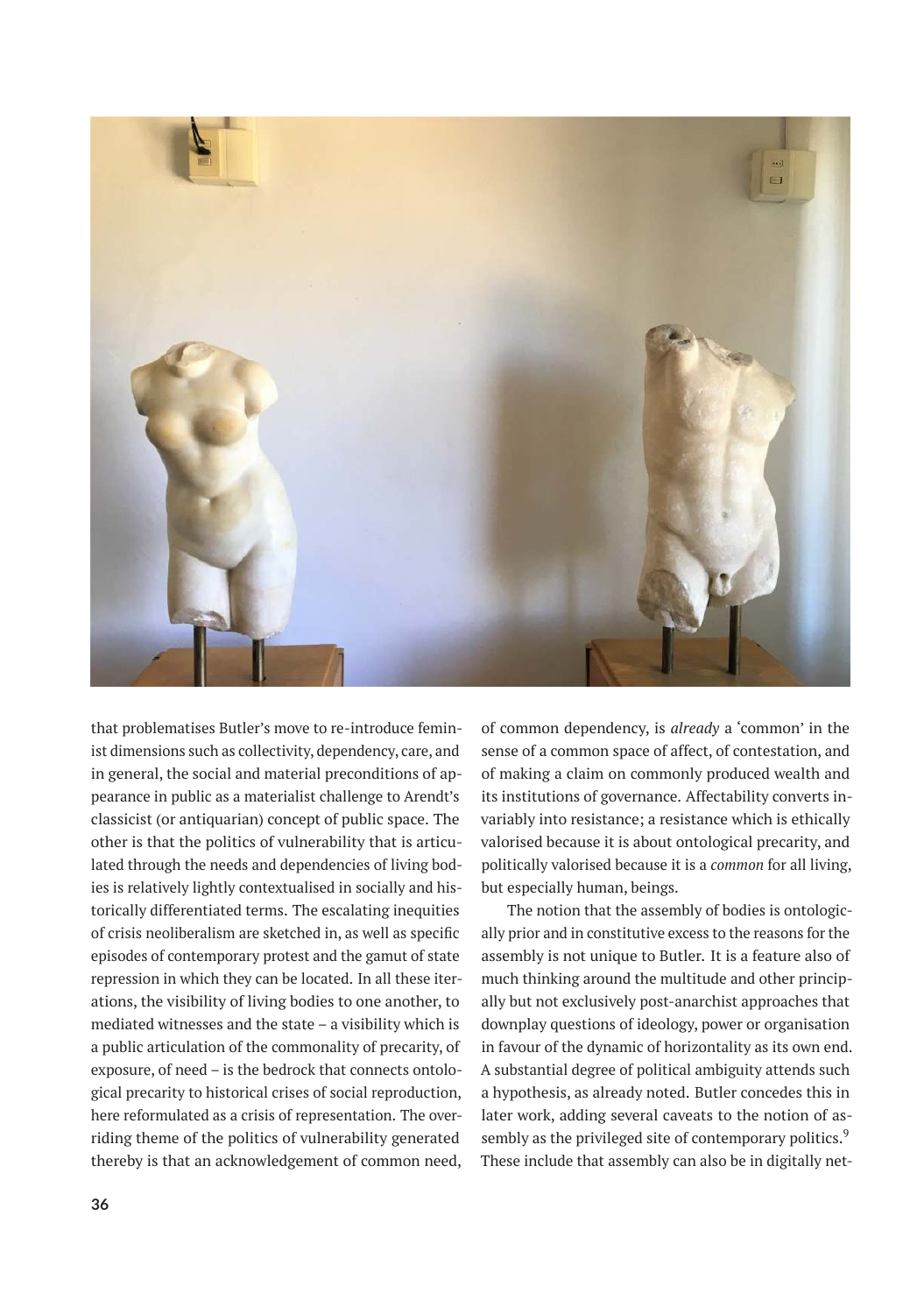that problematises Butler's move to re-introduce feminist dimensions such as collectivity, dependency, care, and in general, the social and material preconditions of appearance in public as a materialist challenge to Arendt's classicist (or antiquarian) concept of public space. The other is that the politics of vulnerability that is articulated through the needs and dependencies of living bodies is relatively lightly contextualised in socially and historically differentiated terms. The escalating inequities of crisis neoliberalism are sketched in, as well as specific episodes of contemporary protest and the gamut of state repression in which they can be located. In all these iterations, the visibility of living bodies to one another, to mediated witnesses and the state – a visibility which is a public articulation of the commonality of precarity, of exposure, of need – is the bedrock that connects ontological precarity to historical crises of social reproduction, here reformulated as a crisis of representation. The overriding theme of the politics of vulnerability generated thereby is that an acknowledgement of common need, of common dependency, is *already* a 'common' in the sense of a common space of affect, of contestation, and of making a claim on commonly produced wealth and its institutions of governance. Affectability converts invariably into resistance; a resistance which is ethically valorised because it is about ontological precarity, and politically valorised because it is a *common* for all living, but especially human, beings.

The notion that the assembly of bodies is ontologically prior and in constitutive excess to the reasons for the assembly is not unique to Butler. It is a feature also of much thinking around the multitude and other principally but not exclusively post-anarchist approaches that downplay questions of ideology, power or organisation in favour of the dynamic of horizontality as its own end. A substantial degree of political ambiguity attends such a hypothesis, as already noted. Butler concedes this in later work, adding several caveats to the notion of assembly as the privileged site of contemporary politics.[9] These include that assembly can also be in digitally net-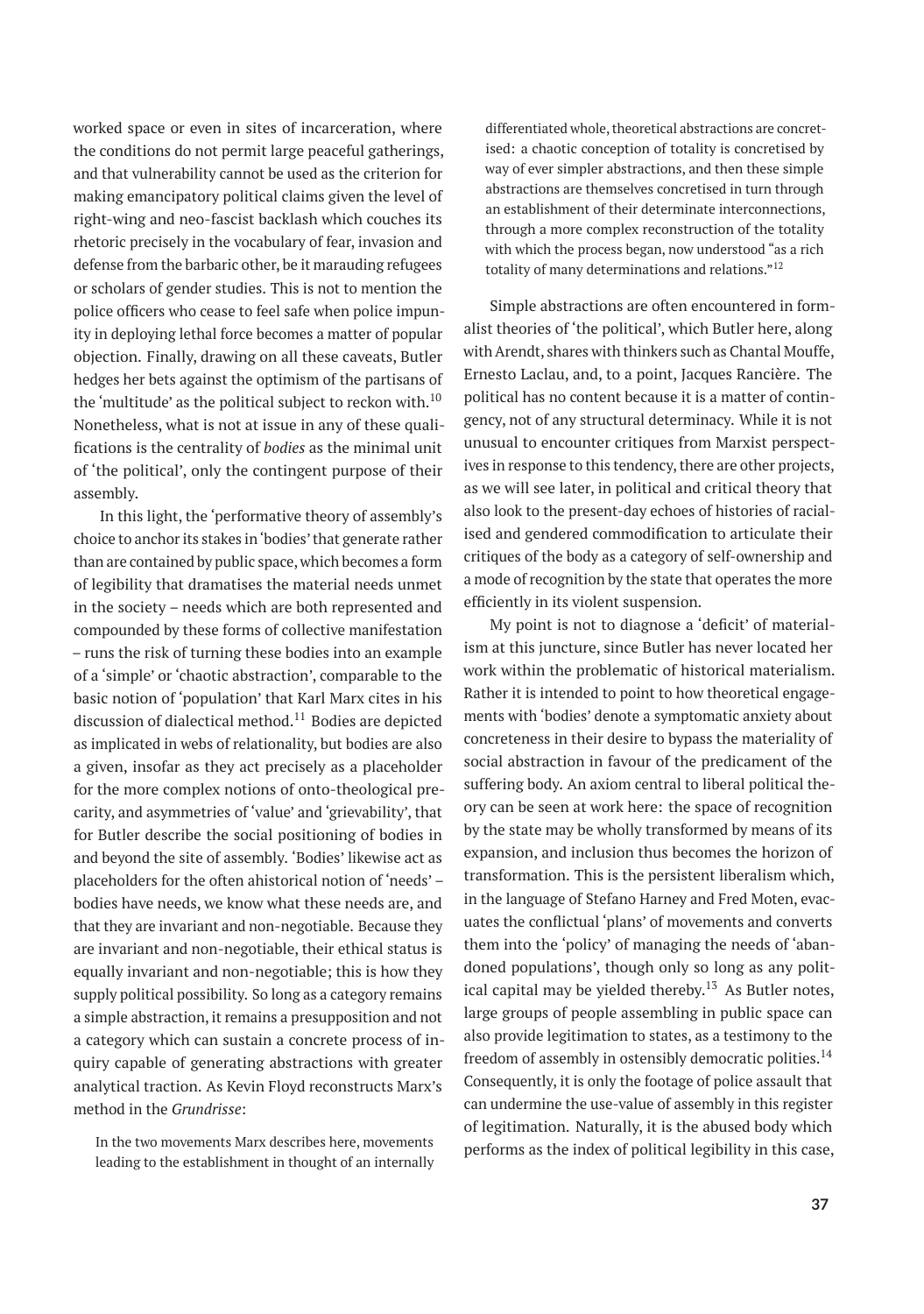worked space or even in sites of incarceration, where the conditions do not permit large peaceful gatherings, and that vulnerability cannot be used as the criterion for making emancipatory political claims given the level of right-wing and neo-fascist backlash which couches its rhetoric precisely in the vocabulary of fear, invasion and defense from the barbaric other, be it marauding refugees or scholars of gender studies. This is not to mention the police officers who cease to feel safe when police impunity in deploying lethal force becomes a matter of popular objection. Finally, drawing on all these caveats, Butler hedges her bets against the optimism of the partisans of the 'multitude' as the political subject to reckon with.[10] Nonetheless, what is not at issue in any of these qualifications is the centrality of *bodies* as the minimal unit of 'the political', only the contingent purpose of their assembly.

In this light, the 'performative theory of assembly's choice to anchor its stakes in 'bodies' that generate rather than are contained by public space, which becomes a form of legibility that dramatises the material needs unmet in the society – needs which are both represented and compounded by these forms of collective manifestation – runs the risk of turning these bodies into an example of a 'simple' or 'chaotic abstraction', comparable to the basic notion of 'population' that Karl Marx cites in his discussion of dialectical method.[11] Bodies are depicted as implicated in webs of relationality, but bodies are also a given, insofar as they act precisely as a placeholder for the more complex notions of onto-theological precarity, and asymmetries of 'value' and 'grievability', that for Butler describe the social positioning of bodies in and beyond the site of assembly. 'Bodies' likewise act as placeholders for the often ahistorical notion of 'needs' – bodies have needs, we know what these needs are, and that they are invariant and non-negotiable. Because they are invariant and non-negotiable, their ethical status is equally invariant and non-negotiable; this is how they supply political possibility. So long as a category remains a simple abstraction, it remains a presupposition and not a category which can sustain a concrete process of inquiry capable of generating abstractions with greater analytical traction. As Kevin Floyd reconstructs Marx's method in the *Grundrisse*:

> In the two movements Marx describes here, movements leading to the establishment in thought of an internally differentiated whole, theoretical abstractions are concretised: a chaotic conception of totality is concretised by way of ever simpler abstractions, and then these simple abstractions are themselves concretised in turn through an establishment of their determinate interconnections, through a more complex reconstruction of the totality with which the process began, now understood "as a rich totality of many determinations and relations."[12]

Simple abstractions are often encountered in formalist theories of 'the political', which Butler here, along with Arendt, shares with thinkers such as Chantal Mouffe, Ernesto Laclau, and, to a point, Jacques Rancière. The political has no content because it is a matter of contingency, not of any structural determinacy. While it is not unusual to encounter critiques from Marxist perspectives in response to this tendency, there are other projects, as we will see later, in political and critical theory that also look to the present-day echoes of histories of racialised and gendered commodification to articulate their critiques of the body as a category of self-ownership and a mode of recognition by the state that operates the more efficiently in its violent suspension.

My point is not to diagnose a 'deficit' of materialism at this juncture, since Butler has never located her work within the problematic of historical materialism. Rather it is intended to point to how theoretical engagements with 'bodies' denote a symptomatic anxiety about concreteness in their desire to bypass the materiality of social abstraction in favour of the predicament of the suffering body. An axiom central to liberal political theory can be seen at work here: the space of recognition by the state may be wholly transformed by means of its expansion, and inclusion thus becomes the horizon of transformation. This is the persistent liberalism which, in the language of Stefano Harney and Fred Moten, evacuates the conflictual 'plans' of movements and converts them into the 'policy' of managing the needs of 'abandoned populations', though only so long as any political capital may be yielded thereby.[13] As Butler notes, large groups of people assembling in public space can also provide legitimation to states, as a testimony to the freedom of assembly in ostensibly democratic polities.[14] Consequently, it is only the footage of police assault that can undermine the use-value of assembly in this register of legitimation. Naturally, it is the abused body which performs as the index of political legibility in this case,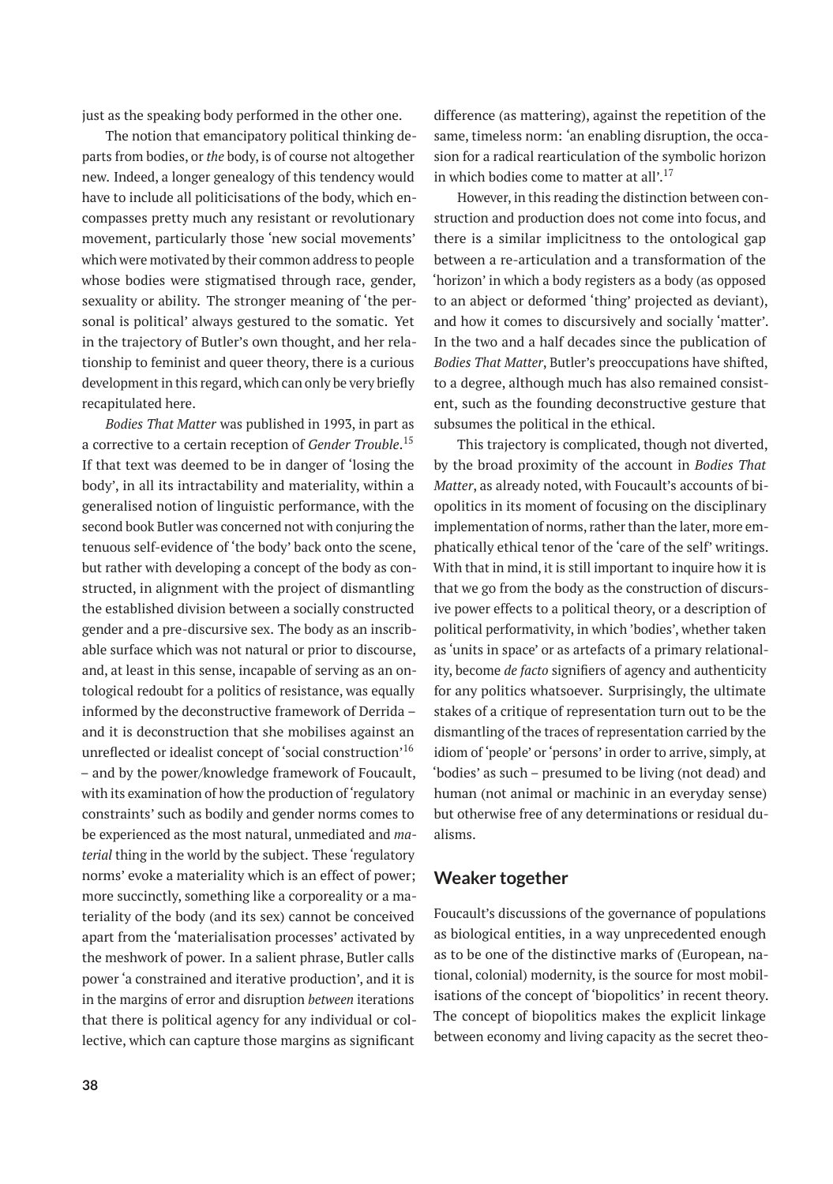just as the speaking body performed in the other one.

The notion that emancipatory political thinking departs from bodies, or *the* body, is of course not altogether new. Indeed, a longer genealogy of this tendency would have to include all politicisations of the body, which encompasses pretty much any resistant or revolutionary movement, particularly those 'new social movements' which were motivated by their common address to people whose bodies were stigmatised through race, gender, sexuality or ability. The stronger meaning of 'the personal is political' always gestured to the somatic. Yet in the trajectory of Butler's own thought, and her relationship to feminist and queer theory, there is a curious development in this regard, which can only be very briefly recapitulated here.

*Bodies That Matter* was published in 1993, in part as a corrective to a certain reception of *Gender Trouble*.[15] If that text was deemed to be in danger of 'losing the body', in all its intractability and materiality, within a generalised notion of linguistic performance, with the second book Butler was concerned not with conjuring the tenuous self-evidence of 'the body' back onto the scene, but rather with developing a concept of the body as constructed, in alignment with the project of dismantling the established division between a socially constructed gender and a pre-discursive sex. The body as an inscribable surface which was not natural or prior to discourse, and, at least in this sense, incapable of serving as an ontological redoubt for a politics of resistance, was equally informed by the deconstructive framework of Derrida – and it is deconstruction that she mobilises against an unreflected or idealist concept of 'social construction'[16] – and by the power/knowledge framework of Foucault, with its examination of how the production of 'regulatory constraints' such as bodily and gender norms comes to be experienced as the most natural, unmediated and *material* thing in the world by the subject. These 'regulatory norms' evoke a materiality which is an effect of power; more succinctly, something like a corporeality or a materiality of the body (and its sex) cannot be conceived apart from the 'materialisation processes' activated by the meshwork of power. In a salient phrase, Butler calls power 'a constrained and iterative production', and it is in the margins of error and disruption *between* iterations that there is political agency for any individual or collective, which can capture those margins as significant difference (as mattering), against the repetition of the same, timeless norm: 'an enabling disruption, the occasion for a radical rearticulation of the symbolic horizon in which bodies come to matter at all'.[17]

However, in this reading the distinction between construction and production does not come into focus, and there is a similar implicitness to the ontological gap between a re-articulation and a transformation of the 'horizon' in which a body registers as a body (as opposed to an abject or deformed 'thing' projected as deviant), and how it comes to discursively and socially 'matter'. In the two and a half decades since the publication of *Bodies That Matter*, Butler's preoccupations have shifted, to a degree, although much has also remained consistent, such as the founding deconstructive gesture that subsumes the political in the ethical.

This trajectory is complicated, though not diverted, by the broad proximity of the account in *Bodies That Matter*, as already noted, with Foucault's accounts of biopolitics in its moment of focusing on the disciplinary implementation of norms, rather than the later, more emphatically ethical tenor of the 'care of the self' writings. With that in mind, it is still important to inquire how it is that we go from the body as the construction of discursive power effects to a political theory, or a description of political performativity, in which 'bodies', whether taken as 'units in space' or as artefacts of a primary relationality, become *de facto* signifiers of agency and authenticity for any politics whatsoever. Surprisingly, the ultimate stakes of a critique of representation turn out to be the dismantling of the traces of representation carried by the idiom of 'people' or 'persons' in order to arrive, simply, at 'bodies' as such – presumed to be living (not dead) and human (not animal or machinic in an everyday sense) but otherwise free of any determinations or residual dualisms.

## Weaker together

Foucault's discussions of the governance of populations as biological entities, in a way unprecedented enough as to be one of the distinctive marks of (European, national, colonial) modernity, is the source for most mobilisations of the concept of 'biopolitics' in recent theory. The concept of biopolitics makes the explicit linkage between economy and living capacity as the secret theo-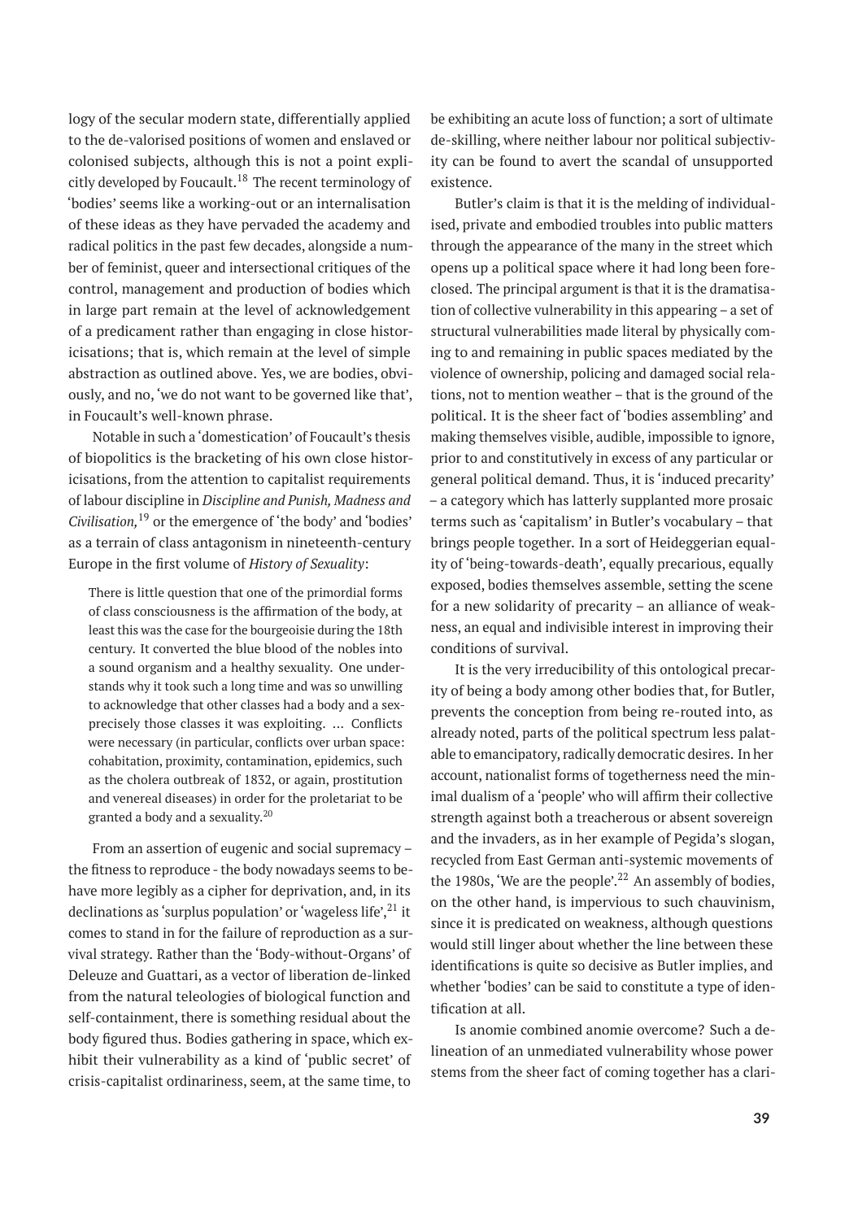logy of the secular modern state, differentially applied to the de-valorised positions of women and enslaved or colonised subjects, although this is not a point explicitly developed by Foucault.[18] The recent terminology of 'bodies' seems like a working-out or an internalisation of these ideas as they have pervaded the academy and radical politics in the past few decades, alongside a number of feminist, queer and intersectional critiques of the control, management and production of bodies which in large part remain at the level of acknowledgement of a predicament rather than engaging in close historicisations; that is, which remain at the level of simple abstraction as outlined above. Yes, we are bodies, obviously, and no, 'we do not want to be governed like that', in Foucault's well-known phrase.

Notable in such a 'domestication' of Foucault's thesis of biopolitics is the bracketing of his own close historicisations, from the attention to capitalist requirements of labour discipline in *Discipline and Punish, Madness and Civilisation,*[19] or the emergence of 'the body' and 'bodies' as a terrain of class antagonism in nineteenth-century Europe in the first volume of *History of Sexuality*:

> There is little question that one of the primordial forms of class consciousness is the affirmation of the body, at least this was the case for the bourgeoisie during the 18th century. It converted the blue blood of the nobles into a sound organism and a healthy sexuality. One understands why it took such a long time and was so unwilling to acknowledge that other classes had a body and a sex- precisely those classes it was exploiting. … Conflicts were necessary (in particular, conflicts over urban space: cohabitation, proximity, contamination, epidemics, such as the cholera outbreak of 1832, or again, prostitution and venereal diseases) in order for the proletariat to be granted a body and a sexuality.[20]

From an assertion of eugenic and social supremacy – the fitness to reproduce - the body nowadays seems to behave more legibly as a cipher for deprivation, and, in its declinations as 'surplus population' or 'wageless life',[21] it comes to stand in for the failure of reproduction as a survival strategy. Rather than the 'Body-without-Organs' of Deleuze and Guattari, as a vector of liberation de-linked from the natural teleologies of biological function and self-containment, there is something residual about the body figured thus. Bodies gathering in space, which exhibit their vulnerability as a kind of 'public secret' of crisis-capitalist ordinariness, seem, at the same time, to be exhibiting an acute loss of function; a sort of ultimate de-skilling, where neither labour nor political subjectivity can be found to avert the scandal of unsupported existence.

Butler's claim is that it is the melding of individualised, private and embodied troubles into public matters through the appearance of the many in the street which opens up a political space where it had long been foreclosed. The principal argument is that it is the dramatisation of collective vulnerability in this appearing – a set of structural vulnerabilities made literal by physically coming to and remaining in public spaces mediated by the violence of ownership, policing and damaged social relations, not to mention weather – that is the ground of the political. It is the sheer fact of 'bodies assembling' and making themselves visible, audible, impossible to ignore, prior to and constitutively in excess of any particular or general political demand. Thus, it is 'induced precarity' – a category which has latterly supplanted more prosaic terms such as 'capitalism' in Butler's vocabulary – that brings people together. In a sort of Heideggerian equality of 'being-towards-death', equally precarious, equally exposed, bodies themselves assemble, setting the scene for a new solidarity of precarity – an alliance of weakness, an equal and indivisible interest in improving their conditions of survival.

It is the very irreducibility of this ontological precarity of being a body among other bodies that, for Butler, prevents the conception from being re-routed into, as already noted, parts of the political spectrum less palatable to emancipatory, radically democratic desires. In her account, nationalist forms of togetherness need the minimal dualism of a 'people' who will affirm their collective strength against both a treacherous or absent sovereign and the invaders, as in her example of Pegida's slogan, recycled from East German anti-systemic movements of the 1980s, 'We are the people'.[22] An assembly of bodies, on the other hand, is impervious to such chauvinism, since it is predicated on weakness, although questions would still linger about whether the line between these identifications is quite so decisive as Butler implies, and whether 'bodies' can be said to constitute a type of identification at all.

Is anomie combined anomie overcome? Such a delineation of an unmediated vulnerability whose power stems from the sheer fact of coming together has a clari-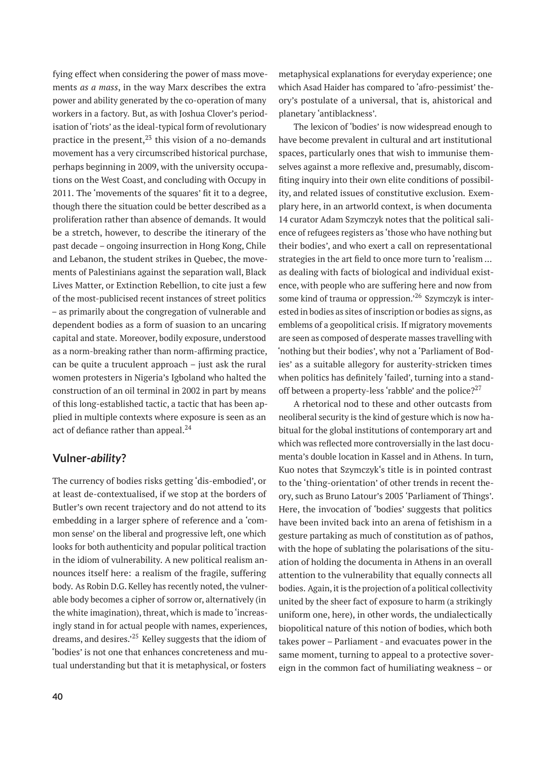fying effect when considering the power of mass movements *as a mass*, in the way Marx describes the extra power and ability generated by the co-operation of many workers in a factory. But, as with Joshua Clover's periodisation of 'riots' as the ideal-typical form of revolutionary practice in the present,[23] this vision of a no-demands movement has a very circumscribed historical purchase, perhaps beginning in 2009, with the university occupations on the West Coast, and concluding with Occupy in 2011. The 'movements of the squares' fit it to a degree, though there the situation could be better described as a proliferation rather than absence of demands. It would be a stretch, however, to describe the itinerary of the past decade – ongoing insurrection in Hong Kong, Chile and Lebanon, the student strikes in Quebec, the movements of Palestinians against the separation wall, Black Lives Matter, or Extinction Rebellion, to cite just a few of the most-publicised recent instances of street politics – as primarily about the congregation of vulnerable and dependent bodies as a form of suasion to an uncaring capital and state. Moreover, bodily exposure, understood as a norm-breaking rather than norm-affirming practice, can be quite a truculent approach – just ask the rural women protesters in Nigeria's Igboland who halted the construction of an oil terminal in 2002 in part by means of this long-established tactic, a tactic that has been applied in multiple contexts where exposure is seen as an act of defiance rather than appeal.[24]

## Vulner-*ability*?

The currency of bodies risks getting 'dis-embodied', or at least de-contextualised, if we stop at the borders of Butler's own recent trajectory and do not attend to its embedding in a larger sphere of reference and a 'common sense' on the liberal and progressive left, one which looks for both authenticity and popular political traction in the idiom of vulnerability. A new political realism announces itself here: a realism of the fragile, suffering body. As Robin D.G. Kelley has recently noted, the vulnerable body becomes a cipher of sorrow or, alternatively (in the white imagination), threat, which is made to 'increasingly stand in for actual people with names, experiences, dreams, and desires.'[25] Kelley suggests that the idiom of 'bodies' is not one that enhances concreteness and mutual understanding but that it is metaphysical, or fosters metaphysical explanations for everyday experience; one which Asad Haider has compared to 'afro-pessimist' theory's postulate of a universal, that is, ahistorical and planetary 'antiblackness'.

The lexicon of 'bodies' is now widespread enough to have become prevalent in cultural and art institutional spaces, particularly ones that wish to immunise themselves against a more reflexive and, presumably, discomfiting inquiry into their own elite conditions of possibility, and related issues of constitutive exclusion. Exemplary here, in an artworld context, is when documenta 14 curator Adam Szymczyk notes that the political salience of refugees registers as 'those who have nothing but their bodies', and who exert a call on representational strategies in the art field to once more turn to 'realism … as dealing with facts of biological and individual existence, with people who are suffering here and now from some kind of trauma or oppression.'[26] Szymczyk is interested in bodies as sites of inscription or bodies as signs, as emblems of a geopolitical crisis. If migratory movements are seen as composed of desperate masses travelling with 'nothing but their bodies', why not a 'Parliament of Bodies' as a suitable allegory for austerity-stricken times when politics has definitely 'failed', turning into a standoff between a property-less 'rabble' and the police?[27]

A rhetorical nod to these and other outcasts from neoliberal security is the kind of gesture which is now habitual for the global institutions of contemporary art and which was reflected more controversially in the last documenta's double location in Kassel and in Athens. In turn, Kuo notes that Szymczyk's title is in pointed contrast to the 'thing-orientation' of other trends in recent theory, such as Bruno Latour's 2005 'Parliament of Things'. Here, the invocation of 'bodies' suggests that politics have been invited back into an arena of fetishism in a gesture partaking as much of constitution as of pathos, with the hope of sublating the polarisations of the situation of holding the documenta in Athens in an overall attention to the vulnerability that equally connects all bodies. Again, it is the projection of a political collectivity united by the sheer fact of exposure to harm (a strikingly uniform one, here), in other words, the undialectically biopolitical nature of this notion of bodies, which both takes power – Parliament - and evacuates power in the same moment, turning to appeal to a protective sovereign in the common fact of humiliating weakness – or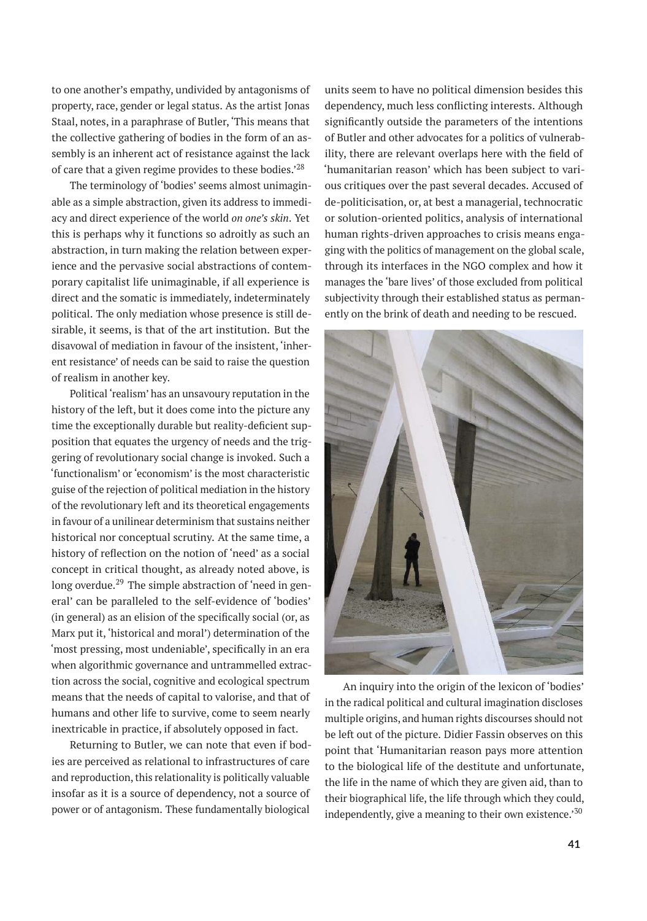to one another's empathy, undivided by antagonisms of property, race, gender or legal status. As the artist Jonas Staal, notes, in a paraphrase of Butler, 'This means that the collective gathering of bodies in the form of an assembly is an inherent act of resistance against the lack of care that a given regime provides to these bodies.'[28]

The terminology of 'bodies' seems almost unimaginable as a simple abstraction, given its address to immediacy and direct experience of the world *on one's skin*. Yet this is perhaps why it functions so adroitly as such an abstraction, in turn making the relation between experience and the pervasive social abstractions of contemporary capitalist life unimaginable, if all experience is direct and the somatic is immediately, indeterminately political. The only mediation whose presence is still desirable, it seems, is that of the art institution. But the disavowal of mediation in favour of the insistent, 'inherent resistance' of needs can be said to raise the question of realism in another key.

Political 'realism' has an unsavoury reputation in the history of the left, but it does come into the picture any time the exceptionally durable but reality-deficient supposition that equates the urgency of needs and the triggering of revolutionary social change is invoked. Such a 'functionalism' or 'economism' is the most characteristic guise of the rejection of political mediation in the history of the revolutionary left and its theoretical engagements in favour of a unilinear determinism that sustains neither historical nor conceptual scrutiny. At the same time, a history of reflection on the notion of 'need' as a social concept in critical thought, as already noted above, is long overdue.[29] The simple abstraction of 'need in general' can be paralleled to the self-evidence of 'bodies' (in general) as an elision of the specifically social (or, as Marx put it, 'historical and moral') determination of the 'most pressing, most undeniable', specifically in an era when algorithmic governance and untrammelled extraction across the social, cognitive and ecological spectrum means that the needs of capital to valorise, and that of humans and other life to survive, come to seem nearly inextricable in practice, if absolutely opposed in fact.

Returning to Butler, we can note that even if bodies are perceived as relational to infrastructures of care and reproduction, this relationality is politically valuable insofar as it is a source of dependency, not a source of power or of antagonism. These fundamentally biological units seem to have no political dimension besides this dependency, much less conflicting interests. Although significantly outside the parameters of the intentions of Butler and other advocates for a politics of vulnerability, there are relevant overlaps here with the field of 'humanitarian reason' which has been subject to various critiques over the past several decades. Accused of de-politicisation, or, at best a managerial, technocratic or solution-oriented politics, analysis of international human rights-driven approaches to crisis means engaging with the politics of management on the global scale, through its interfaces in the NGO complex and how it manages the 'bare lives' of those excluded from political subjectivity through their established status as permanently on the brink of death and needing to be rescued.

An inquiry into the origin of the lexicon of 'bodies' in the radical political and cultural imagination discloses multiple origins, and human rights discourses should not be left out of the picture. Didier Fassin observes on this point that 'Humanitarian reason pays more attention to the biological life of the destitute and unfortunate, the life in the name of which they are given aid, than to their biographical life, the life through which they could, independently, give a meaning to their own existence.'[30]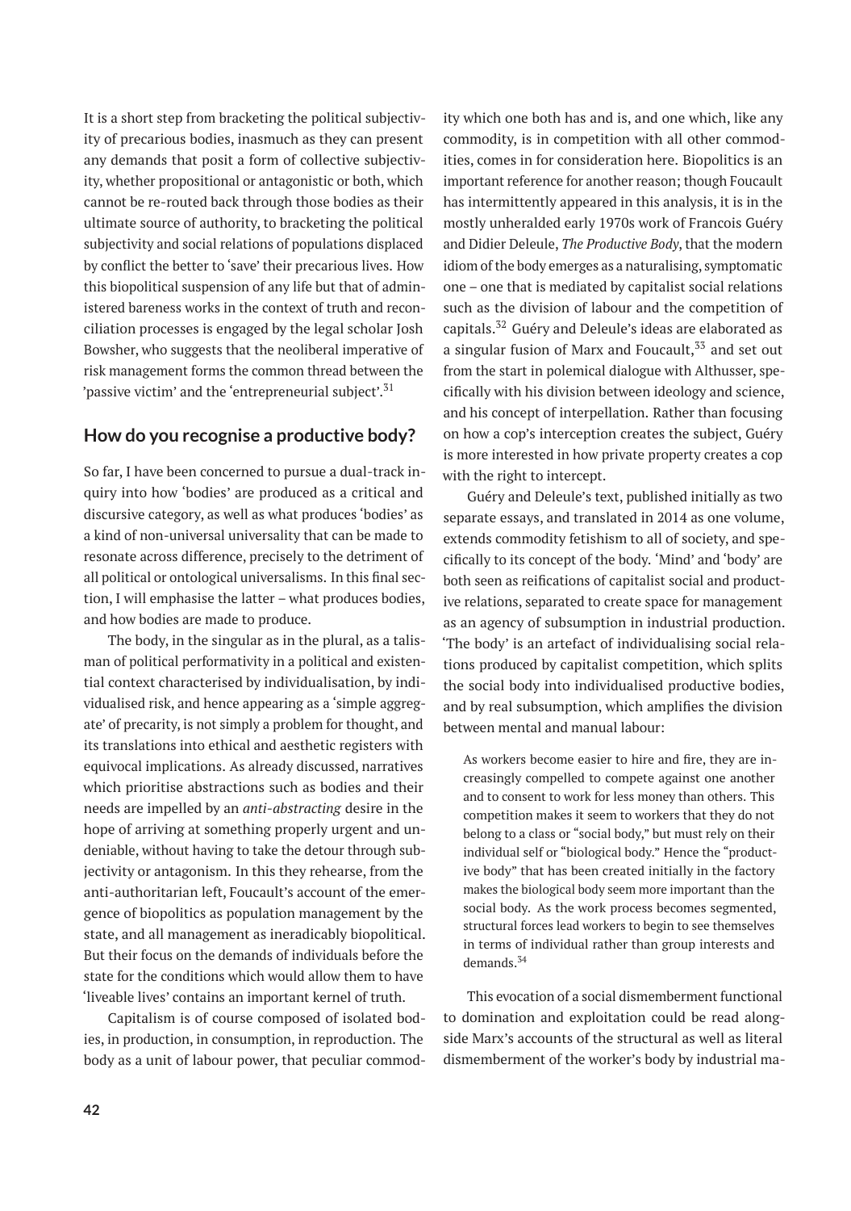It is a short step from bracketing the political subjectivity of precarious bodies, inasmuch as they can present any demands that posit a form of collective subjectivity, whether propositional or antagonistic or both, which cannot be re-routed back through those bodies as their ultimate source of authority, to bracketing the political subjectivity and social relations of populations displaced by conflict the better to 'save' their precarious lives. How this biopolitical suspension of any life but that of administered bareness works in the context of truth and reconciliation processes is engaged by the legal scholar Josh Bowsher, who suggests that the neoliberal imperative of risk management forms the common thread between the 'passive victim' and the 'entrepreneurial subject'.[31]

## How do you recognise a productive body?

So far, I have been concerned to pursue a dual-track inquiry into how 'bodies' are produced as a critical and discursive category, as well as what produces 'bodies' as a kind of non-universal universality that can be made to resonate across difference, precisely to the detriment of all political or ontological universalisms. In this final section, I will emphasise the latter – what produces bodies, and how bodies are made to produce.

The body, in the singular as in the plural, as a talisman of political performativity in a political and existential context characterised by individualisation, by individualised risk, and hence appearing as a 'simple aggregate' of precarity, is not simply a problem for thought, and its translations into ethical and aesthetic registers with equivocal implications. As already discussed, narratives which prioritise abstractions such as bodies and their needs are impelled by an *anti-abstracting* desire in the hope of arriving at something properly urgent and undeniable, without having to take the detour through subjectivity or antagonism. In this they rehearse, from the anti-authoritarian left, Foucault's account of the emergence of biopolitics as population management by the state, and all management as ineradicably biopolitical. But their focus on the demands of individuals before the state for the conditions which would allow them to have 'liveable lives' contains an important kernel of truth.

Capitalism is of course composed of isolated bodies, in production, in consumption, in reproduction. The body as a unit of labour power, that peculiar commodity which one both has and is, and one which, like any commodity, is in competition with all other commodities, comes in for consideration here. Biopolitics is an important reference for another reason; though Foucault has intermittently appeared in this analysis, it is in the mostly unheralded early 1970s work of Francois Guéry and Didier Deleule, *The Productive Body*, that the modern idiom of the body emerges as a naturalising, symptomatic one – one that is mediated by capitalist social relations such as the division of labour and the competition of capitals.[32] Guéry and Deleule's ideas are elaborated as a singular fusion of Marx and Foucault,[33] and set out from the start in polemical dialogue with Althusser, specifically with his division between ideology and science, and his concept of interpellation. Rather than focusing on how a cop's interception creates the subject, Guéry is more interested in how private property creates a cop with the right to intercept.

Guéry and Deleule's text, published initially as two separate essays, and translated in 2014 as one volume, extends commodity fetishism to all of society, and specifically to its concept of the body. 'Mind' and 'body' are both seen as reifications of capitalist social and productive relations, separated to create space for management as an agency of subsumption in industrial production. 'The body' is an artefact of individualising social relations produced by capitalist competition, which splits the social body into individualised productive bodies, and by real subsumption, which amplifies the division between mental and manual labour:

> As workers become easier to hire and fire, they are increasingly compelled to compete against one another and to consent to work for less money than others. This competition makes it seem to workers that they do not belong to a class or "social body," but must rely on their individual self or "biological body." Hence the "productive body" that has been created initially in the factory makes the biological body seem more important than the social body. As the work process becomes segmented, structural forces lead workers to begin to see themselves in terms of individual rather than group interests and demands.[34]

This evocation of a social dismemberment functional to domination and exploitation could be read alongside Marx's accounts of the structural as well as literal dismemberment of the worker's body by industrial ma-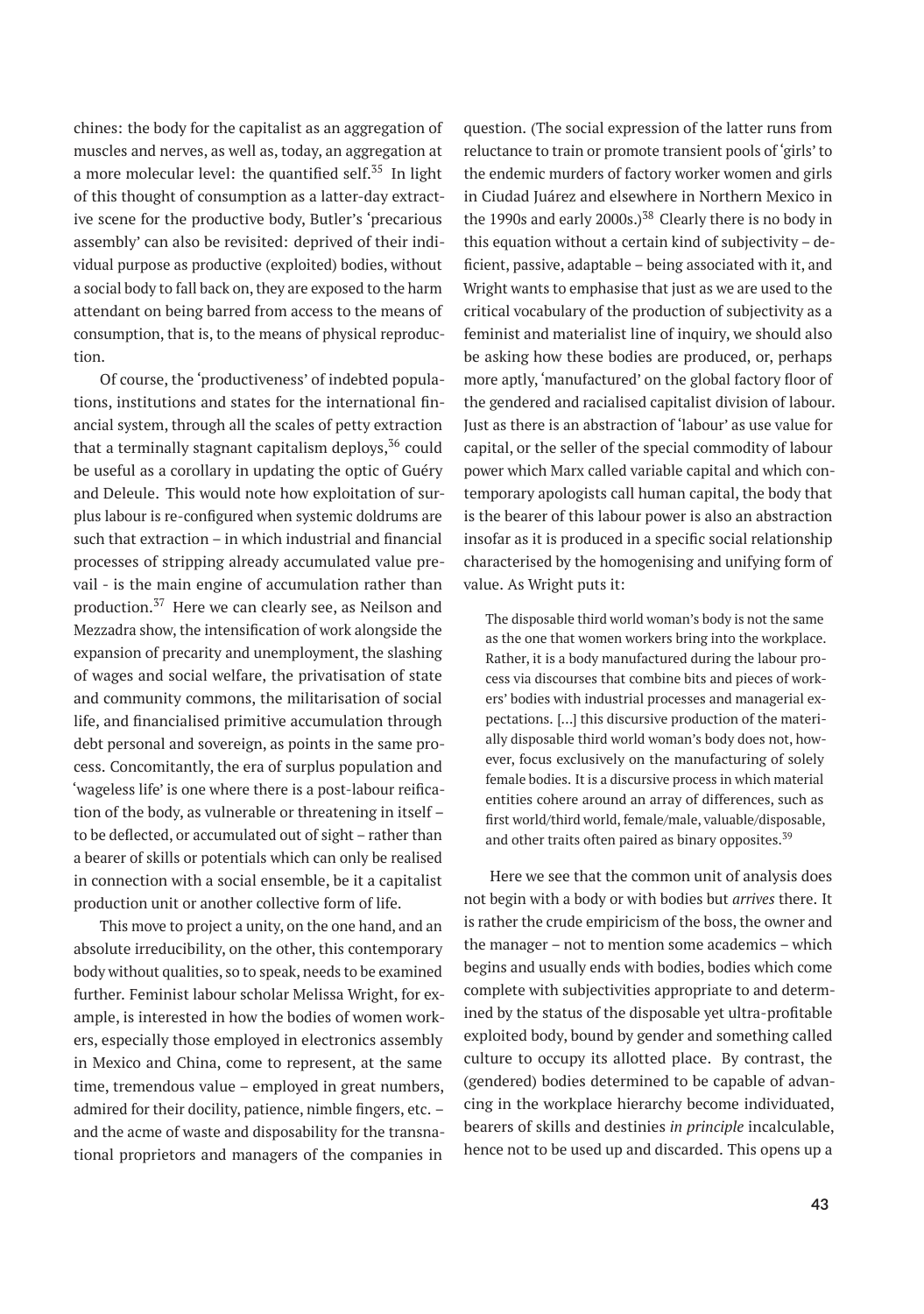chines: the body for the capitalist as an aggregation of muscles and nerves, as well as, today, an aggregation at a more molecular level: the quantified self.[35] In light of this thought of consumption as a latter-day extractive scene for the productive body, Butler's 'precarious assembly' can also be revisited: deprived of their individual purpose as productive (exploited) bodies, without a social body to fall back on, they are exposed to the harm attendant on being barred from access to the means of consumption, that is, to the means of physical reproduction.

Of course, the 'productiveness' of indebted populations, institutions and states for the international financial system, through all the scales of petty extraction that a terminally stagnant capitalism deploys,[36] could be useful as a corollary in updating the optic of Guéry and Deleule. This would note how exploitation of surplus labour is re-configured when systemic doldrums are such that extraction – in which industrial and financial processes of stripping already accumulated value prevail - is the main engine of accumulation rather than production.[37] Here we can clearly see, as Neilson and Mezzadra show, the intensification of work alongside the expansion of precarity and unemployment, the slashing of wages and social welfare, the privatisation of state and community commons, the militarisation of social life, and financialised primitive accumulation through debt personal and sovereign, as points in the same process. Concomitantly, the era of surplus population and 'wageless life' is one where there is a post-labour reification of the body, as vulnerable or threatening in itself – to be deflected, or accumulated out of sight – rather than a bearer of skills or potentials which can only be realised in connection with a social ensemble, be it a capitalist production unit or another collective form of life.

This move to project a unity, on the one hand, and an absolute irreducibility, on the other, this contemporary body without qualities, so to speak, needs to be examined further. Feminist labour scholar Melissa Wright, for example, is interested in how the bodies of women workers, especially those employed in electronics assembly in Mexico and China, come to represent, at the same time, tremendous value – employed in great numbers, admired for their docility, patience, nimble fingers, etc. – and the acme of waste and disposability for the transnational proprietors and managers of the companies in question. (The social expression of the latter runs from reluctance to train or promote transient pools of 'girls' to the endemic murders of factory worker women and girls in Ciudad Juárez and elsewhere in Northern Mexico in the 1990s and early 2000s.)[38] Clearly there is no body in this equation without a certain kind of subjectivity – deficient, passive, adaptable – being associated with it, and Wright wants to emphasise that just as we are used to the critical vocabulary of the production of subjectivity as a feminist and materialist line of inquiry, we should also be asking how these bodies are produced, or, perhaps more aptly, 'manufactured' on the global factory floor of the gendered and racialised capitalist division of labour. Just as there is an abstraction of 'labour' as use value for capital, or the seller of the special commodity of labour power which Marx called variable capital and which contemporary apologists call human capital, the body that is the bearer of this labour power is also an abstraction insofar as it is produced in a specific social relationship characterised by the homogenising and unifying form of value. As Wright puts it:

> The disposable third world woman's body is not the same as the one that women workers bring into the workplace. Rather, it is a body manufactured during the labour process via discourses that combine bits and pieces of workers' bodies with industrial processes and managerial expectations. [...] this discursive production of the materially disposable third world woman's body does not, however, focus exclusively on the manufacturing of solely female bodies. It is a discursive process in which material entities cohere around an array of differences, such as first world/third world, female/male, valuable/disposable, and other traits often paired as binary opposites.[39]

Here we see that the common unit of analysis does not begin with a body or with bodies but *arrives* there. It is rather the crude empiricism of the boss, the owner and the manager – not to mention some academics – which begins and usually ends with bodies, bodies which come complete with subjectivities appropriate to and determined by the status of the disposable yet ultra-profitable exploited body, bound by gender and something called culture to occupy its allotted place. By contrast, the (gendered) bodies determined to be capable of advancing in the workplace hierarchy become individuated, bearers of skills and destinies *in principle* incalculable, hence not to be used up and discarded. This opens up a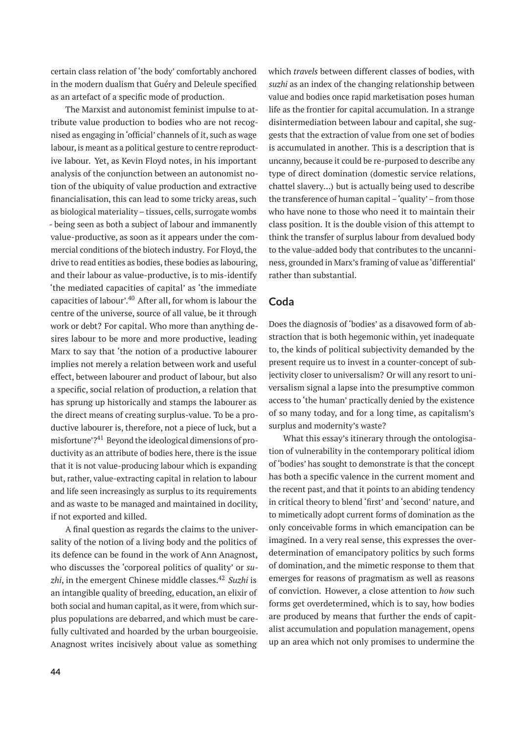certain class relation of 'the body' comfortably anchored in the modern dualism that Guéry and Deleule specified as an artefact of a specific mode of production.

The Marxist and autonomist feminist impulse to attribute value production to bodies who are not recognised as engaging in 'official' channels of it, such as wage labour, is meant as a political gesture to centre reproductive labour. Yet, as Kevin Floyd notes, in his important analysis of the conjunction between an autonomist notion of the ubiquity of value production and extractive financialisation, this can lead to some tricky areas, such as biological materiality – tissues, cells, surrogate wombs - being seen as both a subject of labour and immanently value-productive, as soon as it appears under the commercial conditions of the biotech industry. For Floyd, the drive to read entities as bodies, these bodies as labouring, and their labour as value-productive, is to mis-identify 'the mediated capacities of capital' as 'the immediate capacities of labour'.[40] After all, for whom is labour the centre of the universe, source of all value, be it through work or debt? For capital. Who more than anything desires labour to be more and more productive, leading Marx to say that 'the notion of a productive labourer implies not merely a relation between work and useful effect, between labourer and product of labour, but also a specific, social relation of production, a relation that has sprung up historically and stamps the labourer as the direct means of creating surplus-value. To be a productive labourer is, therefore, not a piece of luck, but a misfortune'?[41] Beyond the ideological dimensions of productivity as an attribute of bodies here, there is the issue that it is not value-producing labour which is expanding but, rather, value-extracting capital in relation to labour and life seen increasingly as surplus to its requirements and as waste to be managed and maintained in docility, if not exported and killed.

A final question as regards the claims to the universality of the notion of a living body and the politics of its defence can be found in the work of Ann Anagnost, who discusses the 'corporeal politics of quality' or *suzhi*, in the emergent Chinese middle classes.[42] *Suzhi* is an intangible quality of breeding, education, an elixir of both social and human capital, as it were, from which surplus populations are debarred, and which must be carefully cultivated and hoarded by the urban bourgeoisie. Anagnost writes incisively about value as something which *travels* between different classes of bodies, with *suzhi* as an index of the changing relationship between value and bodies once rapid marketisation poses human life as the frontier for capital accumulation. In a strange disintermediation between labour and capital, she suggests that the extraction of value from one set of bodies is accumulated in another. This is a description that is uncanny, because it could be re-purposed to describe any type of direct domination (domestic service relations, chattel slavery…) but is actually being used to describe the transference of human capital – 'quality' – from those who have none to those who need it to maintain their class position. It is the double vision of this attempt to think the transfer of surplus labour from devalued body to the value-added body that contributes to the uncanniness, grounded in Marx's framing of value as 'differential' rather than substantial.

## Coda

Does the diagnosis of 'bodies' as a disavowed form of abstraction that is both hegemonic within, yet inadequate to, the kinds of political subjectivity demanded by the present require us to invest in a counter-concept of subjectivity closer to universalism? Or will any resort to universalism signal a lapse into the presumptive common access to 'the human' practically denied by the existence of so many today, and for a long time, as capitalism's surplus and modernity's waste?

What this essay's itinerary through the ontologisation of vulnerability in the contemporary political idiom of 'bodies' has sought to demonstrate is that the concept has both a specific valence in the current moment and the recent past, and that it points to an abiding tendency in critical theory to blend 'first' and 'second' nature, and to mimetically adopt current forms of domination as the only conceivable forms in which emancipation can be imagined. In a very real sense, this expresses the overdetermination of emancipatory politics by such forms of domination, and the mimetic response to them that emerges for reasons of pragmatism as well as reasons of conviction. However, a close attention to *how* such forms get overdetermined, which is to say, how bodies are produced by means that further the ends of capitalist accumulation and population management, opens up an area which not only promises to undermine the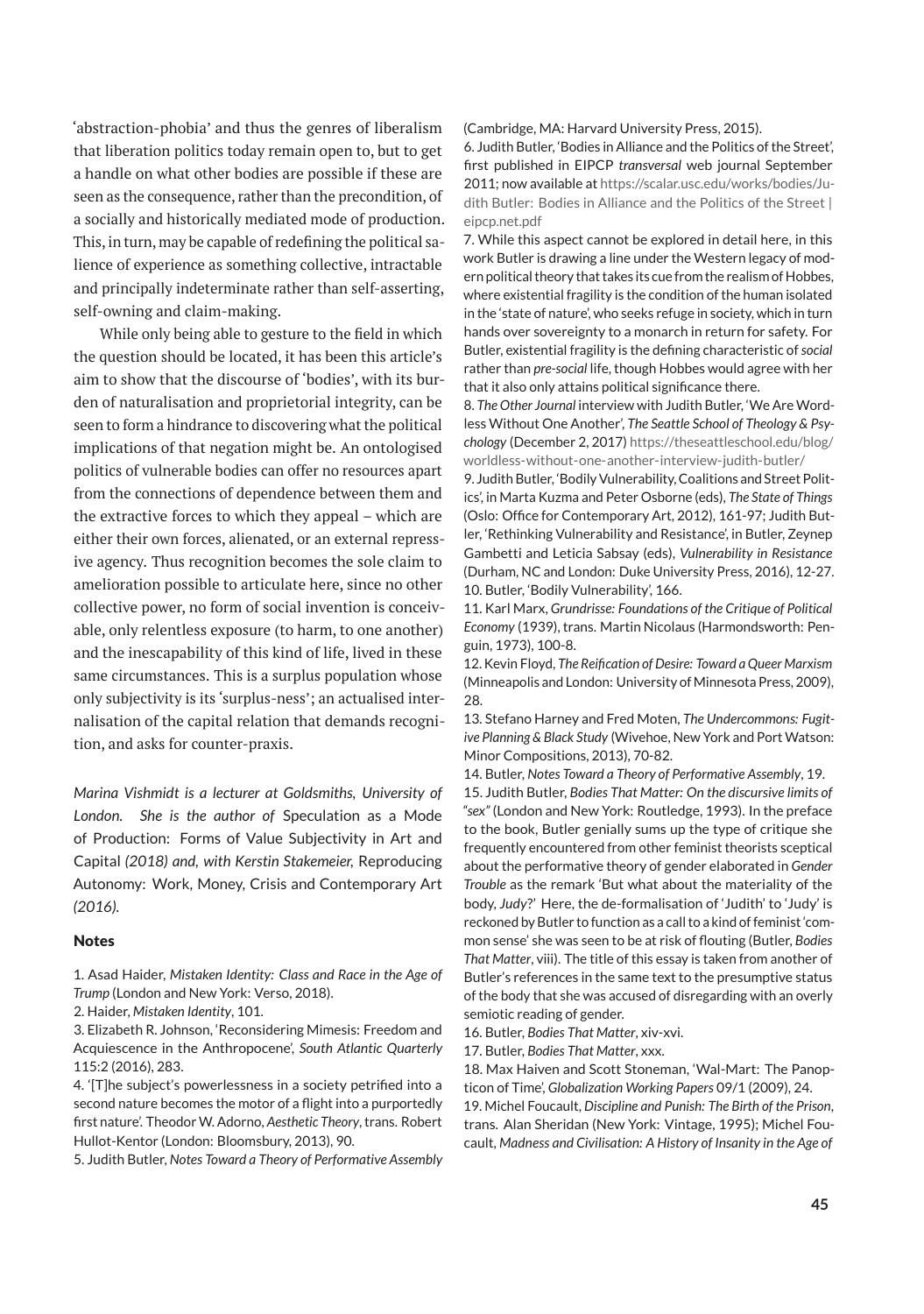'abstraction-phobia' and thus the genres of liberalism that liberation politics today remain open to, but to get a handle on what other bodies are possible if these are seen as the consequence, rather than the precondition, of a socially and historically mediated mode of production. This, in turn, may be capable of redefining the political salience of experience as something collective, intractable and principally indeterminate rather than self-asserting, self-owning and claim-making.

While only being able to gesture to the field in which the question should be located, it has been this article's aim to show that the discourse of 'bodies', with its burden of naturalisation and proprietorial integrity, can be seen to form a hindrance to discovering what the political implications of that negation might be. An ontologised politics of vulnerable bodies can offer no resources apart from the connections of dependence between them and the extractive forces to which they appeal – which are either their own forces, alienated, or an external repressive agency. Thus recognition becomes the sole claim to amelioration possible to articulate here, since no other collective power, no form of social invention is conceivable, only relentless exposure (to harm, to one another) and the inescapability of this kind of life, lived in these same circumstances. This is a surplus population whose only subjectivity is its 'surplus-ness'; an actualised internalisation of the capital relation that demands recognition, and asks for counter-praxis.

*Marina Vishmidt is a lecturer at Goldsmiths, University of London. She is the author of* Speculation as a Mode of Production: Forms of Value Subjectivity in Art and Capital *(2018) and, with Kerstin Stakemeier,* Reproducing Autonomy: Work, Money, Crisis and Contemporary Art *(2016).*

### Notes

1. Asad Haider, *Mistaken Identity: Class and Race in the Age of Trump* (London and New York: Verso, 2018).

2. Haider, *Mistaken Identity*, 101.

3. Elizabeth R. Johnson, 'Reconsidering Mimesis: Freedom and Acquiescence in the Anthropocene', *South Atlantic Quarterly* 115:2 (2016), 283.

4. '[T]he subject's powerlessness in a society petrified into a second nature becomes the motor of a flight into a purportedly first nature'. Theodor W. Adorno, *Aesthetic Theory*, trans. Robert Hullot-Kentor (London: Bloomsbury, 2013), 90.

5. Judith Butler, *Notes Toward a Theory of Performative Assembly* (Cambridge, MA: Harvard University Press, 2015).

6. Judith Butler, 'Bodies in Alliance and the Politics of the Street', first published in EIPCP *transversal* web journal September 2011; now available at https://scalar.usc.edu/works/bodies/Judith Butler: Bodies in Alliance and the Politics of the Street | eipcp.net.pdf

7. While this aspect cannot be explored in detail here, in this work Butler is drawing a line under the Western legacy of modern political theory that takes its cue from the realism of Hobbes, where existential fragility is the condition of the human isolated in the 'state of nature', who seeks refuge in society, which in turn hands over sovereignty to a monarch in return for safety. For Butler, existential fragility is the defining characteristic of *social* rather than *pre-social* life, though Hobbes would agree with her that it also only attains political significance there.

8. *The Other Journal* interview with Judith Butler, 'We Are Wordless Without One Another', *The Seattle School of Theology & Psychology* (December 2, 2017) https://theseattleschool.edu/blog/worldless-without-one-another-interview-judith-butler/

9. Judith Butler, 'Bodily Vulnerability, Coalitions and Street Politics', in Marta Kuzma and Peter Osborne (eds), *The State of Things* (Oslo: Office for Contemporary Art, 2012), 161-97; Judith Butler, 'Rethinking Vulnerability and Resistance', in Butler, Zeynep Gambetti and Leticia Sabsay (eds), *Vulnerability in Resistance* (Durham, NC and London: Duke University Press, 2016), 12-27.

10. Butler, 'Bodily Vulnerability', 166.

11. Karl Marx, *Grundrisse: Foundations of the Critique of Political Economy* (1939), trans. Martin Nicolaus (Harmondsworth: Penguin, 1973), 100-8.

12. Kevin Floyd, *The Reification of Desire: Toward a Queer Marxism* (Minneapolis and London: University of Minnesota Press, 2009), 28.

13. Stefano Harney and Fred Moten, *The Undercommons: Fugitive Planning & Black Study* (Wivehoe, New York and Port Watson: Minor Compositions, 2013), 70-82.

14. Butler, *Notes Toward a Theory of Performative Assembly*, 19.

15. Judith Butler, *Bodies That Matter: On the discursive limits of "sex"* (London and New York: Routledge, 1993). In the preface to the book, Butler genially sums up the type of critique she frequently encountered from other feminist theorists sceptical about the performative theory of gender elaborated in *Gender Trouble* as the remark 'But what about the materiality of the body, *Judy*?' Here, the de-formalisation of 'Judith' to 'Judy' is reckoned by Butler to function as a call to a kind of feminist 'common sense' she was seen to be at risk of flouting (Butler, *Bodies That Matter*, viii). The title of this essay is taken from another of Butler's references in the same text to the presumptive status of the body that she was accused of disregarding with an overly semiotic reading of gender.

16. Butler, *Bodies That Matter*, xiv-xvi.

17. Butler, *Bodies That Matter*, xxx.

18. Max Haiven and Scott Stoneman, 'Wal-Mart: The Panopticon of Time', *Globalization Working Papers* 09/1 (2009), 24.

19. Michel Foucault, *Discipline and Punish: The Birth of the Prison*, trans. Alan Sheridan (New York: Vintage, 1995); Michel Foucault, *Madness and Civilisation: A History of Insanity in the Age of*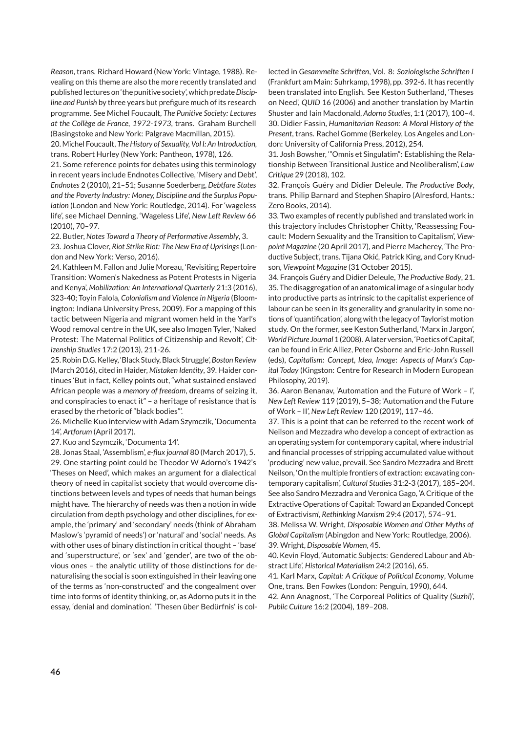*Reason*, trans. Richard Howard (New York: Vintage, 1988). Revealing on this theme are also the more recently translated and published lectures on 'the punitive society', which predate *Discipline and Punish* by three years but prefigure much of its research programme. See Michel Foucault, *The Punitive Society: Lectures at the Collège de France, 1972-1973*, trans. Graham Burchell (Basingstoke and New York: Palgrave Macmillan, 2015).

20. Michel Foucault, *The History of Sexuality, Vol I: An Introduction*, trans. Robert Hurley (New York: Pantheon, 1978), 126.

21. Some reference points for debates using this terminology in recent years include Endnotes Collective, 'Misery and Debt', *Endnotes* 2 (2010), 21–51; Susanne Soederberg, *Debtfare States and the Poverty Industry: Money, Discipline and the Surplus Population* (London and New York: Routledge, 2014). For 'wageless life', see Michael Denning, 'Wageless Life', *New Left Review* 66 (2010), 70–97.

22. Butler, *Notes Toward a Theory of Performative Assembly*, 3.

23. Joshua Clover, *Riot Strike Riot: The New Era of Uprisings* (London and New York: Verso, 2016).

24. Kathleen M. Fallon and Julie Moreau, 'Revisiting Repertoire Transition: Women's Nakedness as Potent Protests in Nigeria and Kenya', *Mobilization: An International Quarterly* 21:3 (2016), 323-40; Toyin Falola, *Colonialism and Violence in Nigeria* (Bloomington: Indiana University Press, 2009). For a mapping of this tactic between Nigeria and migrant women held in the Yarl's Wood removal centre in the UK, see also Imogen Tyler, 'Naked Protest: The Maternal Politics of Citizenship and Revolt', *Citizenship Studies* 17:2 (2013), 211-26.

25. Robin D.G. Kelley, 'Black Study, Black Struggle', *Boston Review* (March 2016), cited in Haider, *Mistaken Identity*, 39. Haider continues 'But in fact, Kelley points out, "what sustained enslaved African people was a *memory of freedom*, dreams of seizing it, and conspiracies to enact it" – a heritage of resistance that is erased by the rhetoric of "black bodies"'.

26. Michelle Kuo interview with Adam Szymczik, 'Documenta 14', *Artforum* (April 2017).

27. Kuo and Szymczik, 'Documenta 14'.

28. Jonas Staal, 'Assemblism', *e-flux journal* 80 (March 2017), 5.

29. One starting point could be Theodor W Adorno's 1942's 'Theses on Need', which makes an argument for a dialectical theory of need in capitalist society that would overcome distinctions between levels and types of needs that human beings might have. The hierarchy of needs was then a notion in wide circulation from depth psychology and other disciplines, for example, the 'primary' and 'secondary' needs (think of Abraham Maslow's 'pyramid of needs') or 'natural' and 'social' needs. As with other uses of binary distinction in critical thought – 'base' and 'superstructure', or 'sex' and 'gender', are two of the obvious ones – the analytic utility of those distinctions for denaturalising the social is soon extinguished in their leaving one of the terms as 'non-constructed' and the congealment over time into forms of identity thinking, or, as Adorno puts it in the essay, 'denial and domination'. 'Thesen über Bedürfnis' is collected in *Gesammelte Schriften*, Vol. 8: *Soziologische Schriften I* (Frankfurt am Main: Suhrkamp, 1998), pp. 392-6. It has recently been translated into English. See Keston Sutherland, 'Theses on Need', *QUID* 16 (2006) and another translation by Martin Shuster and Iain Macdonald, *Adorno Studies*, 1:1 (2017), 100–4.

30. Didier Fassin, *Humanitarian Reason: A Moral History of the Present*, trans. Rachel Gomme (Berkeley, Los Angeles and London: University of California Press, 2012), 254.

31. Josh Bowsher, '"Omnis et Singulatim": Establishing the Relationship Between Transitional Justice and Neoliberalism', *Law Critique* 29 (2018), 102.

32. François Guéry and Didier Deleule, *The Productive Body*, trans. Philip Barnard and Stephen Shapiro (Alresford, Hants.: Zero Books, 2014).

33. Two examples of recently published and translated work in this trajectory includes Christopher Chitty, 'Reassessing Foucault: Modern Sexuality and the Transition to Capitalism', *Viewpoint Magazine* (20 April 2017), and Pierre Macherey, 'The Productive Subject', trans. Tijana Okić, Patrick King, and Cory Knudson, *Viewpoint Magazine* (31 October 2015).

34. François Guéry and Didier Deleule, *The Productive Body*, 21.

35. The disaggregation of an anatomical image of a singular body into productive parts as intrinsic to the capitalist experience of labour can be seen in its generality and granularity in some notions of 'quantification', along with the legacy of Taylorist motion study. On the former, see Keston Sutherland, 'Marx in Jargon', *World Picture Journal* 1 (2008). A later version, 'Poetics of Capital', can be found in Eric Alliez, Peter Osborne and Eric-John Russell (eds), *Capitalism: Concept, Idea, Image*: *Aspects of Marx's Capital Today* (Kingston: Centre for Research in Modern European Philosophy, 2019).

36. Aaron Benanav, 'Automation and the Future of Work – I', *New Left Review* 119 (2019), 5–38; 'Automation and the Future of Work – II', *New Left Review* 120 (2019), 117–46.

37. This is a point that can be referred to the recent work of Neilson and Mezzadra who develop a concept of extraction as an operating system for contemporary capital, where industrial and financial processes of stripping accumulated value without 'producing' new value, prevail. See Sandro Mezzadra and Brett Neilson, 'On the multiple frontiers of extraction: excavating contemporary capitalism', *Cultural Studies* 31:2-3 (2017), 185–204. See also Sandro Mezzadra and Veronica Gago, 'A Critique of the Extractive Operations of Capital: Toward an Expanded Concept of Extractivism', *Rethinking Marxism* 29:4 (2017), 574–91.

38. Melissa W. Wright, *Disposable Women and Other Myths of Global Capitalism* (Abingdon and New York: Routledge, 2006).

39. Wright, *Disposable Women*, 45.

40. Kevin Floyd, 'Automatic Subjects: Gendered Labour and Abstract Life', *Historical Materialism* 24:2 (2016), 65.

41. Karl Marx, *Capital: A Critique of Political Economy*, Volume One, trans. Ben Fowkes (London: Penguin, 1990), 644.

42. Ann Anagnost, 'The Corporeal Politics of Quality (*Suzhi*)', *Public Culture* 16:2 (2004), 189–208.